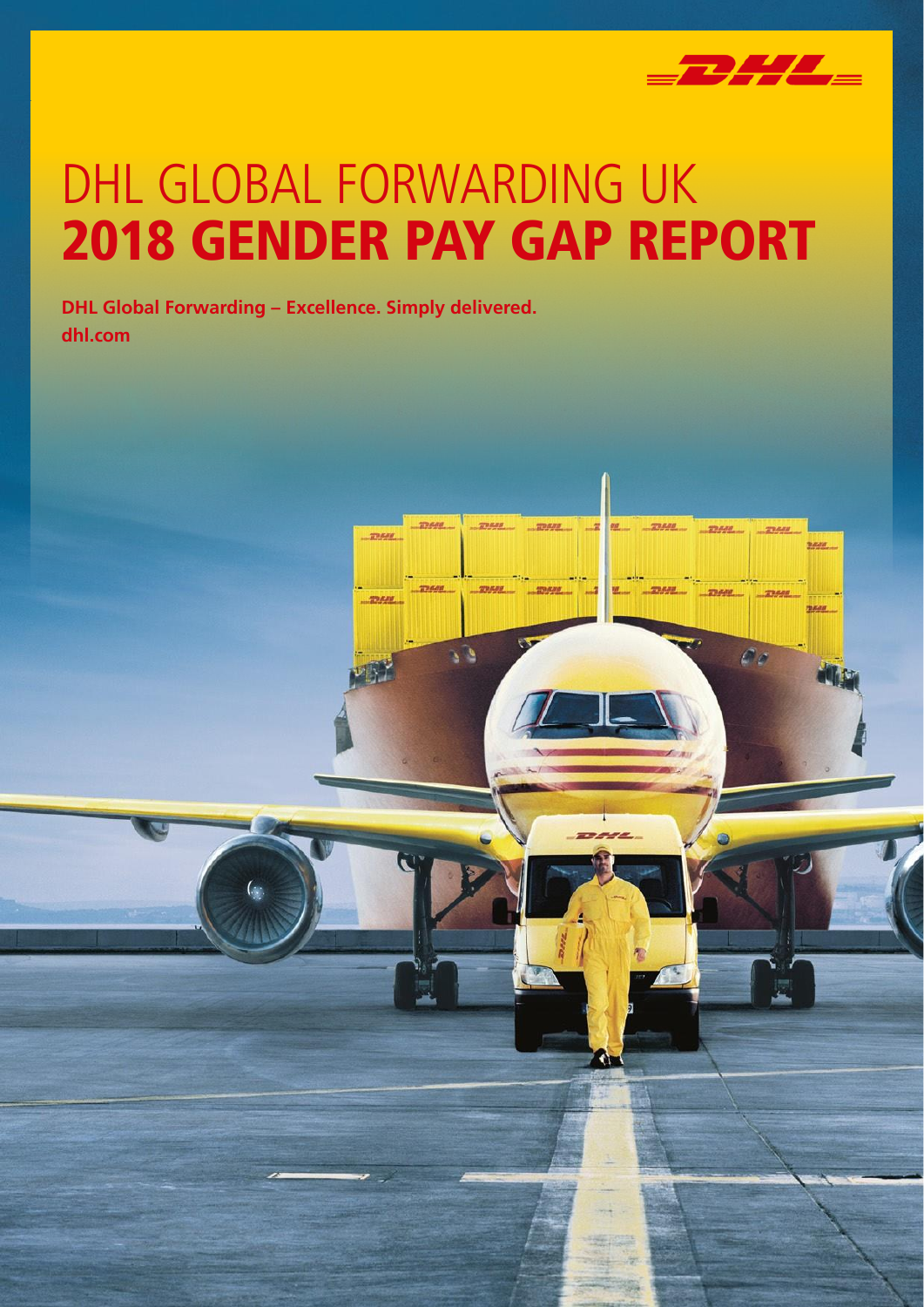# DHL GLOBAL FORWARDING UK
# 2018 GENDER PAY GAP REPORT

**DHL Global Forwarding – Excellence. Simply delivered.**
**dhl.com**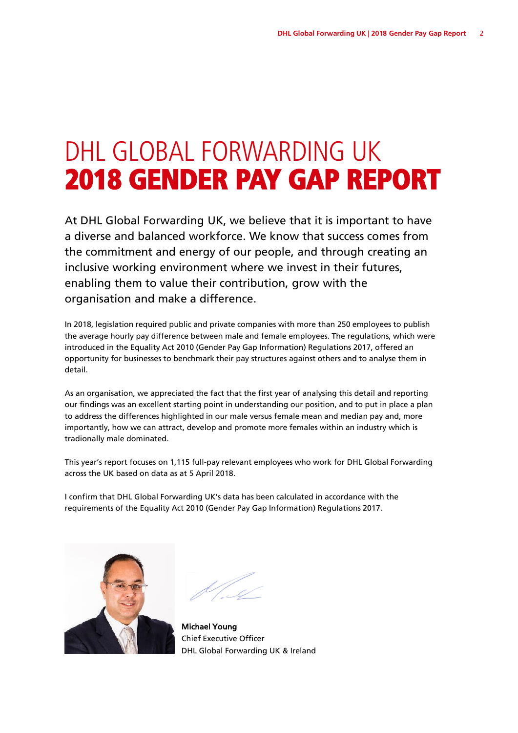# DHL GLOBAL FORWARDING UK
# 2018 GENDER PAY GAP REPORT

At DHL Global Forwarding UK, we believe that it is important to have a diverse and balanced workforce. We know that success comes from the commitment and energy of our people, and through creating an inclusive working environment where we invest in their futures, enabling them to value their contribution, grow with the organisation and make a difference.

In 2018, legislation required public and private companies with more than 250 employees to publish the average hourly pay difference between male and female employees. The regulations, which were introduced in the Equality Act 2010 (Gender Pay Gap Information) Regulations 2017, offered an opportunity for businesses to benchmark their pay structures against others and to analyse them in detail.

As an organisation, we appreciated the fact that the first year of analysing this detail and reporting our findings was an excellent starting point in understanding our position, and to put in place a plan to address the differences highlighted in our male versus female mean and median pay and, more importantly, how we can attract, develop and promote more females within an industry which is tradionally male dominated.

This year's report focuses on 1,115 full-pay relevant employees who work for DHL Global Forwarding across the UK based on data as at 5 April 2018.

I confirm that DHL Global Forwarding UK's data has been calculated in accordance with the requirements of the Equality Act 2010 (Gender Pay Gap Information) Regulations 2017.

**Michael Young**
Chief Executive Officer
DHL Global Forwarding UK & Ireland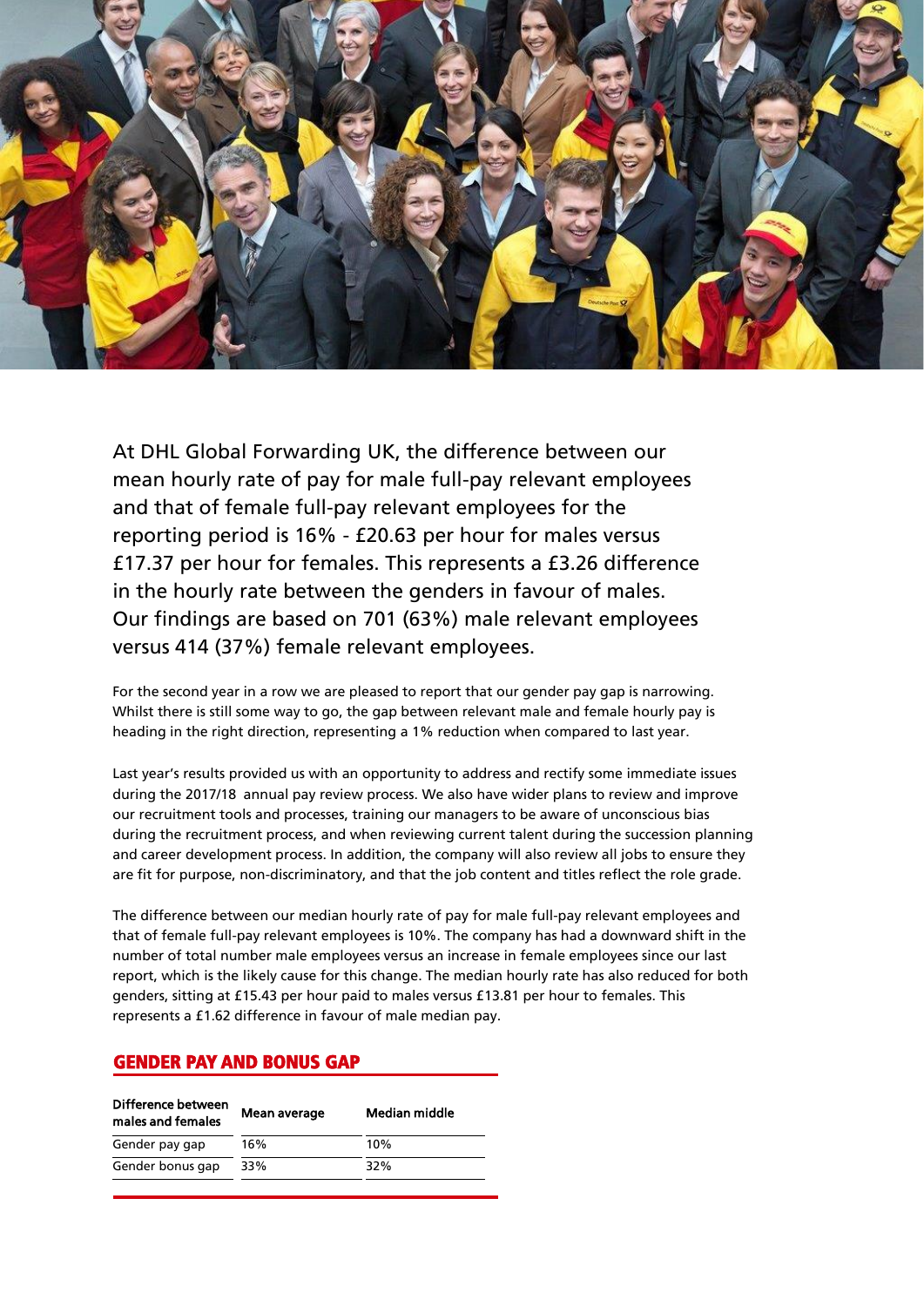At DHL Global Forwarding UK, the difference between our mean hourly rate of pay for male full-pay relevant employees and that of female full-pay relevant employees for the reporting period is 16% - £20.63 per hour for males versus £17.37 per hour for females. This represents a £3.26 difference in the hourly rate between the genders in favour of males. Our findings are based on 701 (63%) male relevant employees versus 414 (37%) female relevant employees.

For the second year in a row we are pleased to report that our gender pay gap is narrowing. Whilst there is still some way to go, the gap between relevant male and female hourly pay is heading in the right direction, representing a 1% reduction when compared to last year.

Last year's results provided us with an opportunity to address and rectify some immediate issues during the 2017/18 annual pay review process. We also have wider plans to review and improve our recruitment tools and processes, training our managers to be aware of unconscious bias during the recruitment process, and when reviewing current talent during the succession planning and career development process. In addition, the company will also review all jobs to ensure they are fit for purpose, non-discriminatory, and that the job content and titles reflect the role grade.

The difference between our median hourly rate of pay for male full-pay relevant employees and that of female full-pay relevant employees is 10%. The company has had a downward shift in the number of total number male employees versus an increase in female employees since our last report, which is the likely cause for this change. The median hourly rate has also reduced for both genders, sitting at £15.43 per hour paid to males versus £13.81 per hour to females. This represents a £1.62 difference in favour of male median pay.

## GENDER PAY AND BONUS GAP

| Difference between males and females | Mean average | Median middle |
|---|---|---|
| Gender pay gap | 16% | 10% |
| Gender bonus gap | 33% | 32% |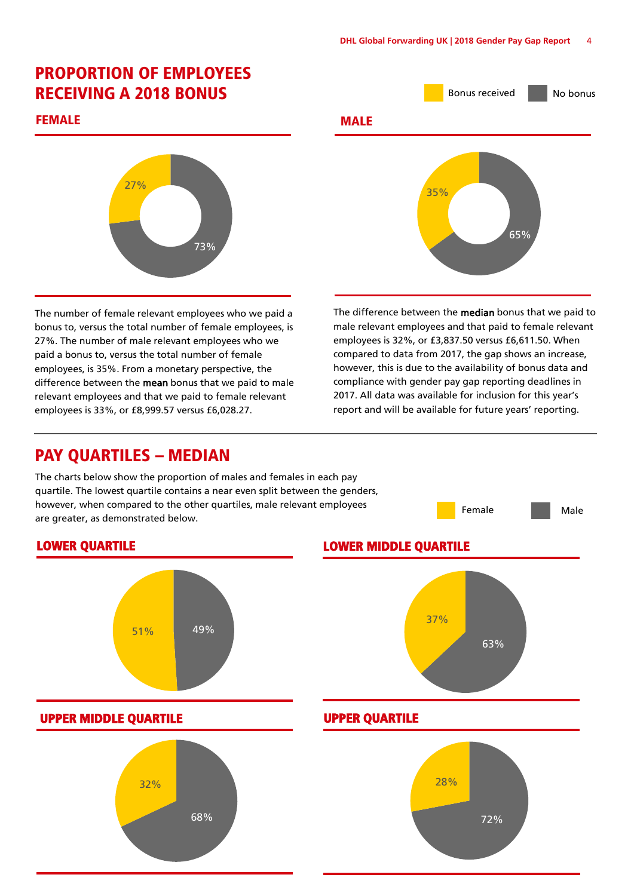# PROPORTION OF EMPLOYEES RECEIVING A 2018 BONUS

Bonus received | No bonus

## FEMALE

27% (Bonus received) | 73% (No bonus)

## MALE

35% (Bonus received) | 65% (No bonus)

The number of female relevant employees who we paid a bonus to, versus the total number of female employees, is 27%. The number of male relevant employees who we paid a bonus to, versus the total number of female employees, is 35%. From a monetary perspective, the difference between the **mean** bonus that we paid to male relevant employees and that we paid to female relevant employees is 33%, or £8,999.57 versus £6,028.27.

The difference between the **median** bonus that we paid to male relevant employees and that paid to female relevant employees is 32%, or £3,837.50 versus £6,611.50. When compared to data from 2017, the gap shows an increase, however, this is due to the availability of bonus data and compliance with gender pay gap reporting deadlines in 2017. All data was available for inclusion for this year's report and will be available for future years' reporting.

# PAY QUARTILES – MEDIAN

The charts below show the proportion of males and females in each pay quartile. The lowest quartile contains a near even split between the genders, however, when compared to the other quartiles, male relevant employees are greater, as demonstrated below.

Female | Male

## LOWER QUARTILE

51% (Female) | 49% (Male)

## LOWER MIDDLE QUARTILE

37% (Female) | 63% (Male)

## UPPER MIDDLE QUARTILE

32% (Female) | 68% (Male)

## UPPER QUARTILE

28% (Female) | 72% (Male)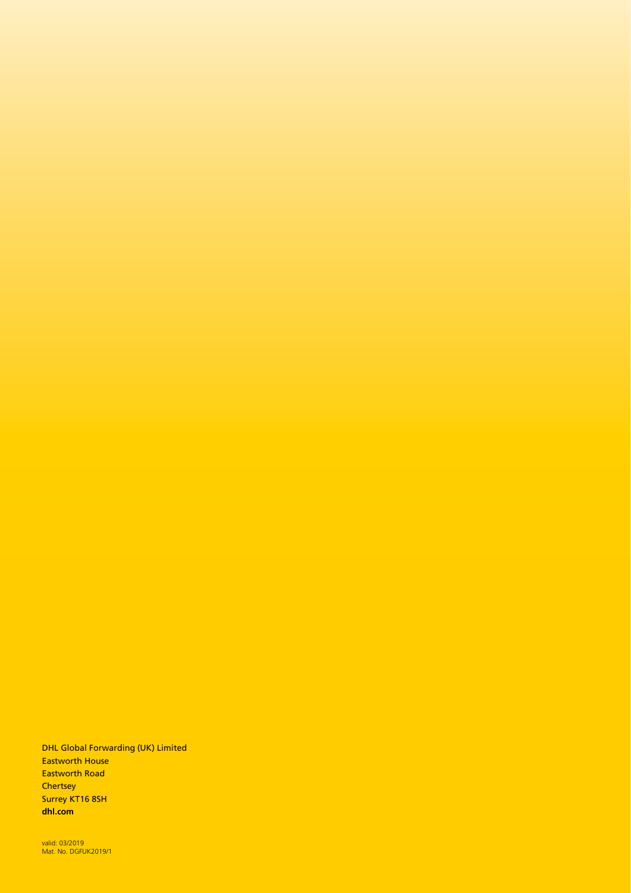DHL Global Forwarding (UK) Limited
Eastworth House
Eastworth Road
Chertsey
Surrey KT16 8SH
**dhl.com**

valid: 03/2019
Mat. No. DGFUK2019/1